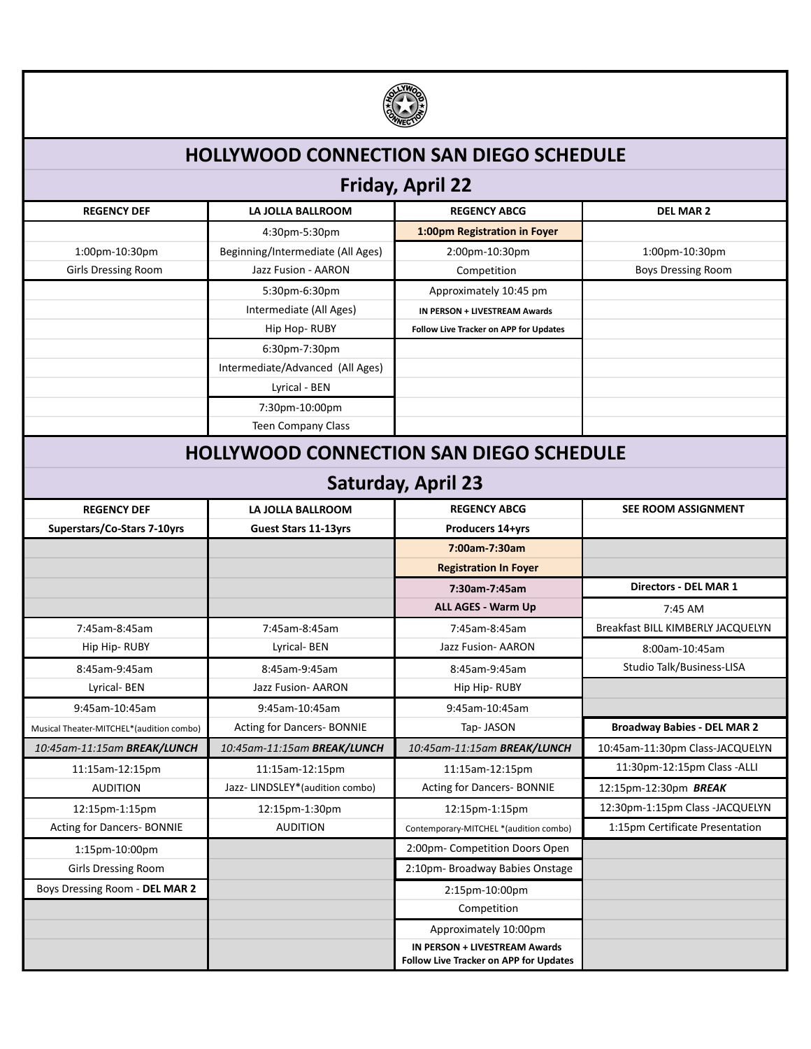# HOLLYWOOD CONNECTION SAN DIEGO SCHEDULE

## Friday, April 22

| REGENCY DEF | LA JOLLA BALLROOM | REGENCY ABCG | DEL MAR 2 |
|---|---|---|---|
| | 4:30pm-5:30pm | **1:00pm Registration in Foyer** | |
| 1:00pm-10:30pm | Beginning/Intermediate (All Ages) | 2:00pm-10:30pm | 1:00pm-10:30pm |
| Girls Dressing Room | Jazz Fusion - AARON | Competition | Boys Dressing Room |
| | 5:30pm-6:30pm | Approximately 10:45 pm | |
| | Intermediate (All Ages) | **IN PERSON + LIVESTREAM Awards** | |
| | Hip Hop- RUBY | **Follow Live Tracker on APP for Updates** | |
| | 6:30pm-7:30pm | | |
| | Intermediate/Advanced (All Ages) | | |
| | Lyrical - BEN | | |
| | 7:30pm-10:00pm | | |
| | Teen Company Class | | |

# HOLLYWOOD CONNECTION SAN DIEGO SCHEDULE

## Saturday, April 23

| REGENCY DEF | LA JOLLA BALLROOM | REGENCY ABCG | SEE ROOM ASSIGNMENT |
|---|---|---|---|
| **Superstars/Co-Stars 7-10yrs** | **Guest Stars 11-13yrs** | **Producers 14+yrs** | |
| | | **7:00am-7:30am** | |
| | | **Registration In Foyer** | |
| | | **7:30am-7:45am** | **Directors - DEL MAR 1** |
| | | **ALL AGES - Warm Up** | 7:45 AM |
| 7:45am-8:45am | 7:45am-8:45am | 7:45am-8:45am | Breakfast BILL KIMBERLY JACQUELYN |
| Hip Hip- RUBY | Lyrical- BEN | Jazz Fusion- AARON | 8:00am-10:45am |
| 8:45am-9:45am | 8:45am-9:45am | 8:45am-9:45am | Studio Talk/Business-LISA |
| Lyrical- BEN | Jazz Fusion- AARON | Hip Hip- RUBY | |
| 9:45am-10:45am | 9:45am-10:45am | 9:45am-10:45am | |
| Musical Theater-MITCHEL*(audition combo) | Acting for Dancers- BONNIE | Tap- JASON | **Broadway Babies - DEL MAR 2** |
| *10:45am-11:15am **BREAK/LUNCH*** | *10:45am-11:15am **BREAK/LUNCH*** | *10:45am-11:15am **BREAK/LUNCH*** | 10:45am-11:30pm Class-JACQUELYN |
| 11:15am-12:15pm | 11:15am-12:15pm | 11:15am-12:15pm | 11:30pm-12:15pm Class -ALLI |
| AUDITION | Jazz- LINDSLEY*(audition combo) | Acting for Dancers- BONNIE | 12:15pm-12:30pm ***BREAK*** |
| 12:15pm-1:15pm | 12:15pm-1:30pm | 12:15pm-1:15pm | 12:30pm-1:15pm Class -JACQUELYN |
| Acting for Dancers- BONNIE | AUDITION | Contemporary-MITCHEL *(audition combo) | 1:15pm Certificate Presentation |
| 1:15pm-10:00pm | | 2:00pm- Competition Doors Open | |
| Girls Dressing Room | | 2:10pm- Broadway Babies Onstage | |
| Boys Dressing Room - **DEL MAR 2** | | 2:15pm-10:00pm | |
| | | Competition | |
| | | Approximately 10:00pm | |
| | | **IN PERSON + LIVESTREAM Awards Follow Live Tracker on APP for Updates** | |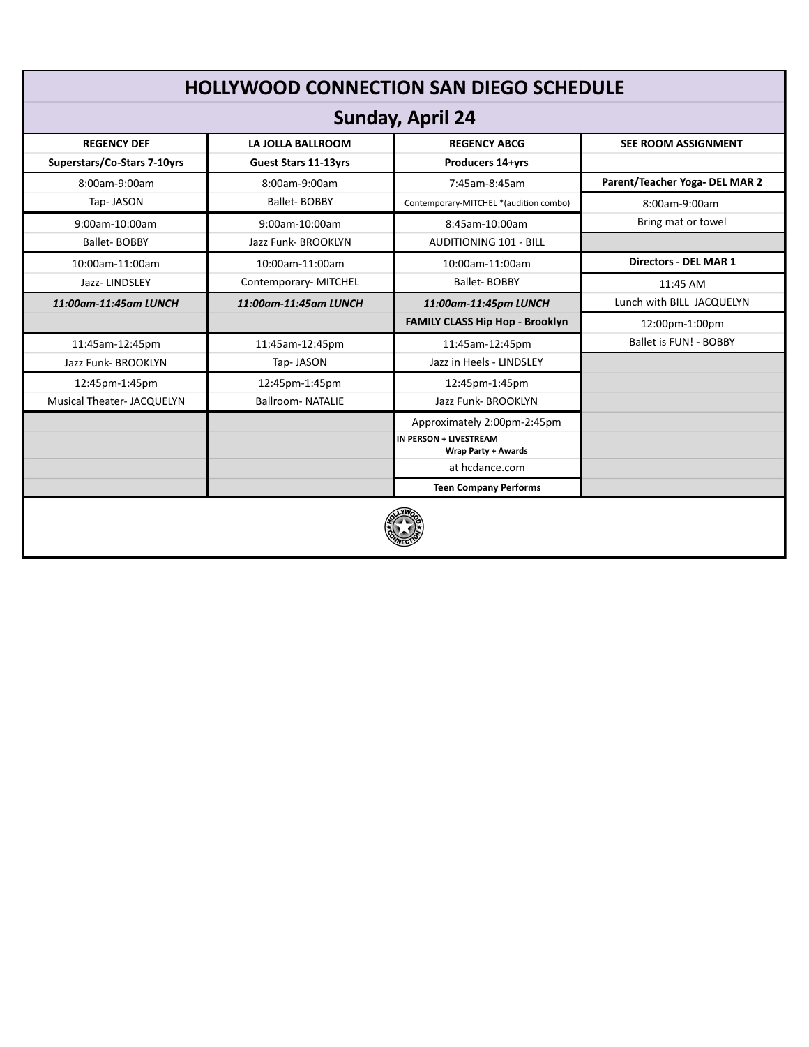# HOLLYWOOD CONNECTION SAN DIEGO SCHEDULE

## Sunday, April 24

| REGENCY DEF | LA JOLLA BALLROOM | REGENCY ABCG | SEE ROOM ASSIGNMENT |
|---|---|---|---|
| **Superstars/Co-Stars 7-10yrs** | **Guest Stars 11-13yrs** | **Producers 14+yrs** | |
| 8:00am-9:00am | 8:00am-9:00am | 7:45am-8:45am | **Parent/Teacher Yoga- DEL MAR 2** |
| Tap- JASON | Ballet- BOBBY | Contemporary-MITCHEL *(audition combo) | 8:00am-9:00am |
| 9:00am-10:00am | 9:00am-10:00am | 8:45am-10:00am | Bring mat or towel |
| Ballet- BOBBY | Jazz Funk- BROOKLYN | AUDITIONING 101 - BILL | |
| 10:00am-11:00am | 10:00am-11:00am | 10:00am-11:00am | **Directors - DEL MAR 1** |
| Jazz- LINDSLEY | Contemporary- MITCHEL | Ballet- BOBBY | 11:45 AM |
| ***11:00am-11:45am LUNCH*** | ***11:00am-11:45am LUNCH*** | ***11:00am-11:45pm LUNCH*** | Lunch with BILL JACQUELYN |
| | | **FAMILY CLASS Hip Hop - Brooklyn** | 12:00pm-1:00pm |
| 11:45am-12:45pm | 11:45am-12:45pm | 11:45am-12:45pm | Ballet is FUN! - BOBBY |
| Jazz Funk- BROOKLYN | Tap- JASON | Jazz in Heels - LINDSLEY | |
| 12:45pm-1:45pm | 12:45pm-1:45pm | 12:45pm-1:45pm | |
| Musical Theater- JACQUELYN | Ballroom- NATALIE | Jazz Funk- BROOKLYN | |
| | | Approximately 2:00pm-2:45pm | |
| | | **IN PERSON + LIVESTREAM Wrap Party + Awards** | |
| | | at hcdance.com | |
| | | **Teen Company Performs** | |